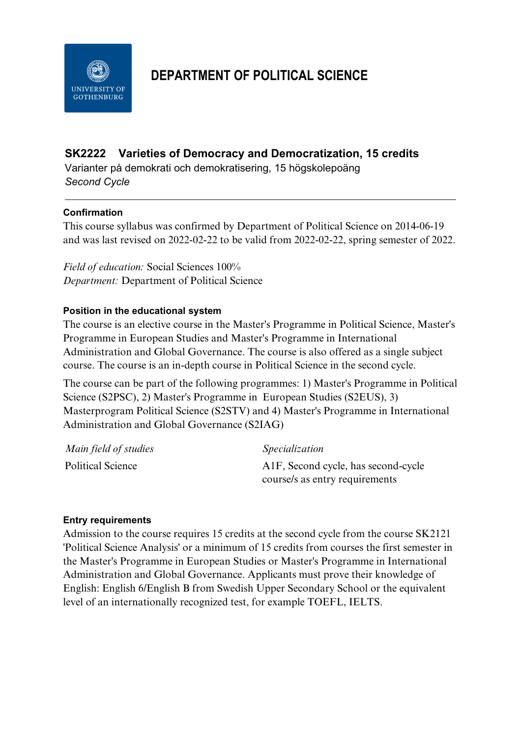# DEPARTMENT OF POLITICAL SCIENCE

## SK2222 Varieties of Democracy and Democratization, 15 credits

Varianter på demokrati och demokratisering, 15 högskolepoäng

*Second Cycle*

---

### Confirmation

This course syllabus was confirmed by Department of Political Science on 2014-06-19 and was last revised on 2022-02-22 to be valid from 2022-02-22, spring semester of 2022.

*Field of education:* Social Sciences 100%
*Department:* Department of Political Science

### Position in the educational system

The course is an elective course in the Master's Programme in Political Science, Master's Programme in European Studies and Master's Programme in International Administration and Global Governance. The course is also offered as a single subject course. The course is an in-depth course in Political Science in the second cycle.

The course can be part of the following programmes: 1) Master's Programme in Political Science (S2PSC), 2) Master's Programme in European Studies (S2EUS), 3) Masterprogram Political Science (S2STV) and 4) Master's Programme in International Administration and Global Governance (S2IAG)

| *Main field of studies* | *Specialization* |
|---|---|
| Political Science | A1F, Second cycle, has second-cycle course/s as entry requirements |

### Entry requirements

Admission to the course requires 15 credits at the second cycle from the course SK2121 'Political Science Analysis' or a minimum of 15 credits from courses the first semester in the Master's Programme in European Studies or Master's Programme in International Administration and Global Governance. Applicants must prove their knowledge of English: English 6/English B from Swedish Upper Secondary School or the equivalent level of an internationally recognized test, for example TOEFL, IELTS.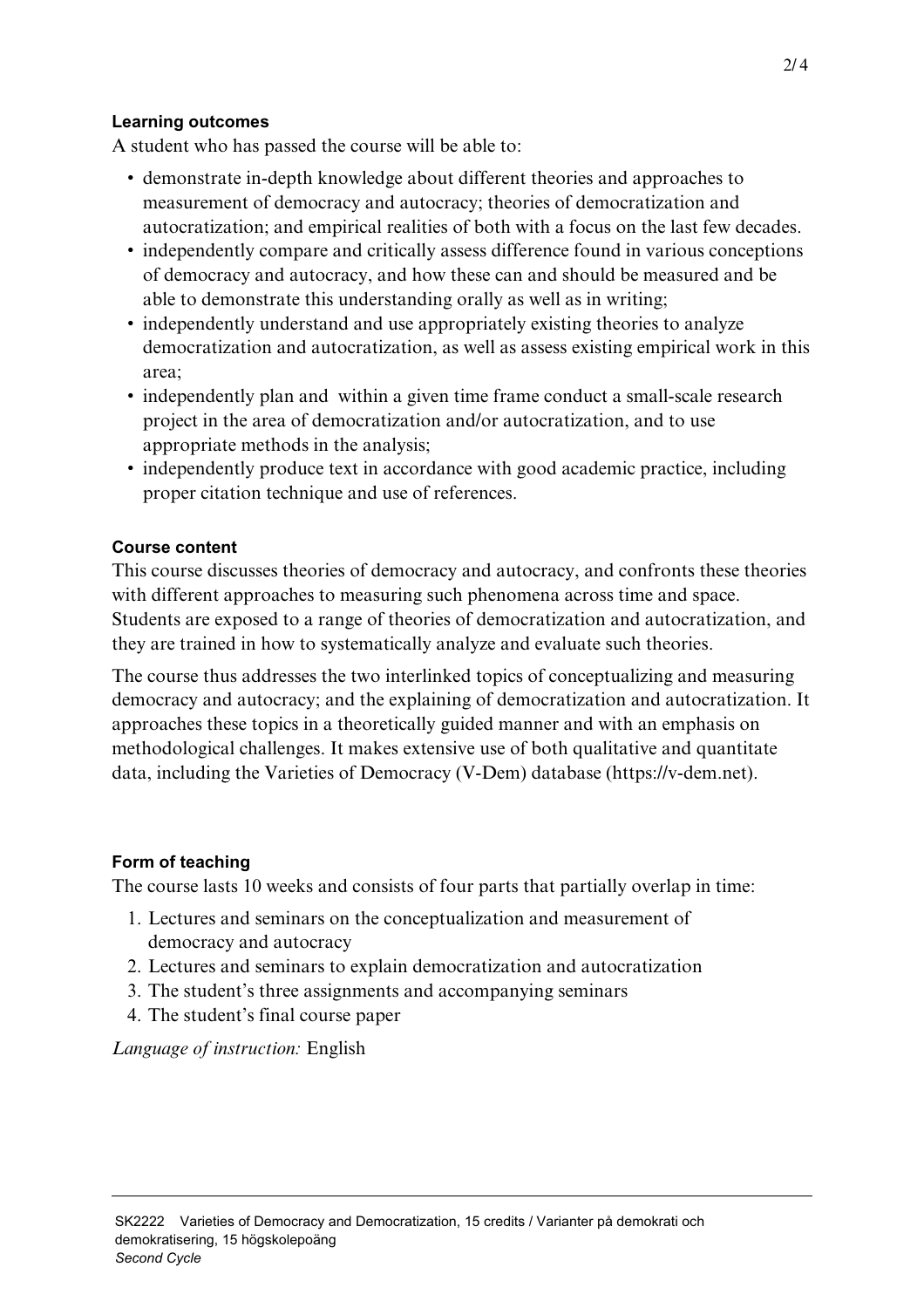### Learning outcomes

A student who has passed the course will be able to:

- demonstrate in-depth knowledge about different theories and approaches to measurement of democracy and autocracy; theories of democratization and autocratization; and empirical realities of both with a focus on the last few decades.
- independently compare and critically assess difference found in various conceptions of democracy and autocracy, and how these can and should be measured and be able to demonstrate this understanding orally as well as in writing;
- independently understand and use appropriately existing theories to analyze democratization and autocratization, as well as assess existing empirical work in this area;
- independently plan and within a given time frame conduct a small-scale research project in the area of democratization and/or autocratization, and to use appropriate methods in the analysis;
- independently produce text in accordance with good academic practice, including proper citation technique and use of references.

### Course content

This course discusses theories of democracy and autocracy, and confronts these theories with different approaches to measuring such phenomena across time and space. Students are exposed to a range of theories of democratization and autocratization, and they are trained in how to systematically analyze and evaluate such theories.

The course thus addresses the two interlinked topics of conceptualizing and measuring democracy and autocracy; and the explaining of democratization and autocratization. It approaches these topics in a theoretically guided manner and with an emphasis on methodological challenges. It makes extensive use of both qualitative and quantitate data, including the Varieties of Democracy (V-Dem) database (https://v-dem.net).

### Form of teaching

The course lasts 10 weeks and consists of four parts that partially overlap in time:

1. Lectures and seminars on the conceptualization and measurement of democracy and autocracy
2. Lectures and seminars to explain democratization and autocratization
3. The student's three assignments and accompanying seminars
4. The student's final course paper

*Language of instruction:* English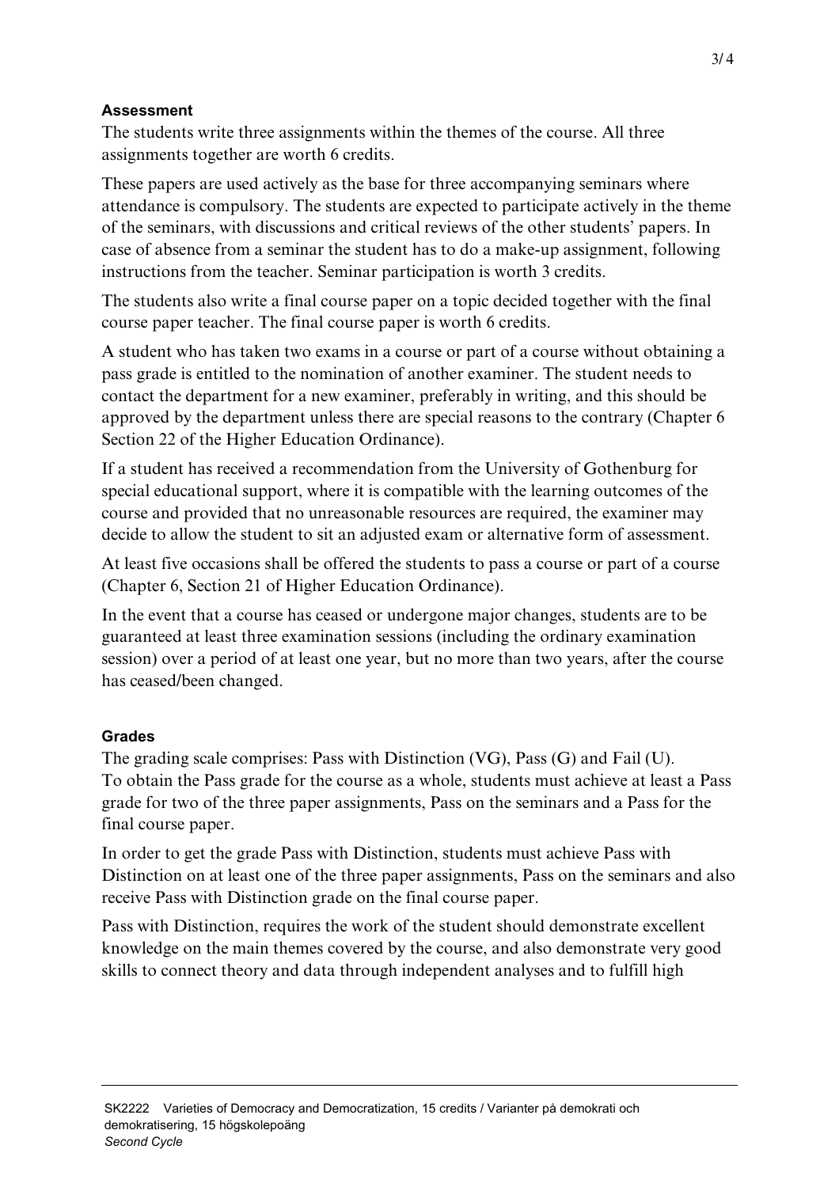### Assessment

The students write three assignments within the themes of the course. All three assignments together are worth 6 credits.

These papers are used actively as the base for three accompanying seminars where attendance is compulsory. The students are expected to participate actively in the theme of the seminars, with discussions and critical reviews of the other students' papers. In case of absence from a seminar the student has to do a make-up assignment, following instructions from the teacher. Seminar participation is worth 3 credits.

The students also write a final course paper on a topic decided together with the final course paper teacher. The final course paper is worth 6 credits.

A student who has taken two exams in a course or part of a course without obtaining a pass grade is entitled to the nomination of another examiner. The student needs to contact the department for a new examiner, preferably in writing, and this should be approved by the department unless there are special reasons to the contrary (Chapter 6 Section 22 of the Higher Education Ordinance).

If a student has received a recommendation from the University of Gothenburg for special educational support, where it is compatible with the learning outcomes of the course and provided that no unreasonable resources are required, the examiner may decide to allow the student to sit an adjusted exam or alternative form of assessment.

At least five occasions shall be offered the students to pass a course or part of a course (Chapter 6, Section 21 of Higher Education Ordinance).

In the event that a course has ceased or undergone major changes, students are to be guaranteed at least three examination sessions (including the ordinary examination session) over a period of at least one year, but no more than two years, after the course has ceased/been changed.

### Grades

The grading scale comprises: Pass with Distinction (VG), Pass (G) and Fail (U). To obtain the Pass grade for the course as a whole, students must achieve at least a Pass grade for two of the three paper assignments, Pass on the seminars and a Pass for the final course paper.

In order to get the grade Pass with Distinction, students must achieve Pass with Distinction on at least one of the three paper assignments, Pass on the seminars and also receive Pass with Distinction grade on the final course paper.

Pass with Distinction, requires the work of the student should demonstrate excellent knowledge on the main themes covered by the course, and also demonstrate very good skills to connect theory and data through independent analyses and to fulfill high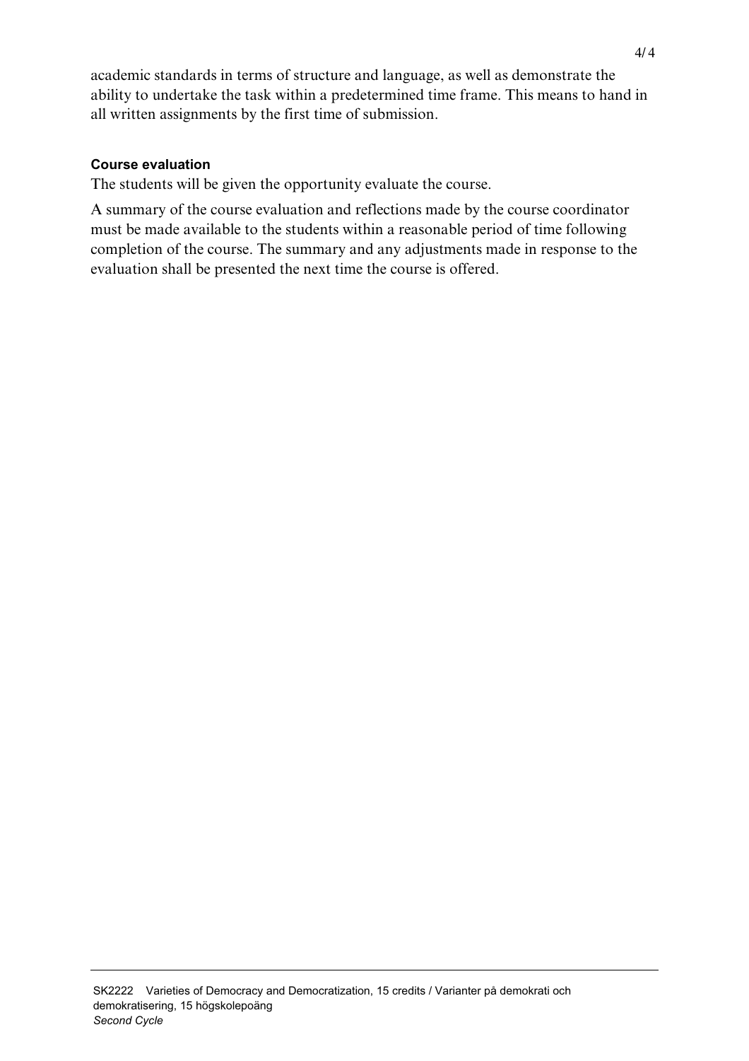academic standards in terms of structure and language, as well as demonstrate the ability to undertake the task within a predetermined time frame. This means to hand in all written assignments by the first time of submission.

### Course evaluation

The students will be given the opportunity evaluate the course.

A summary of the course evaluation and reflections made by the course coordinator must be made available to the students within a reasonable period of time following completion of the course. The summary and any adjustments made in response to the evaluation shall be presented the next time the course is offered.